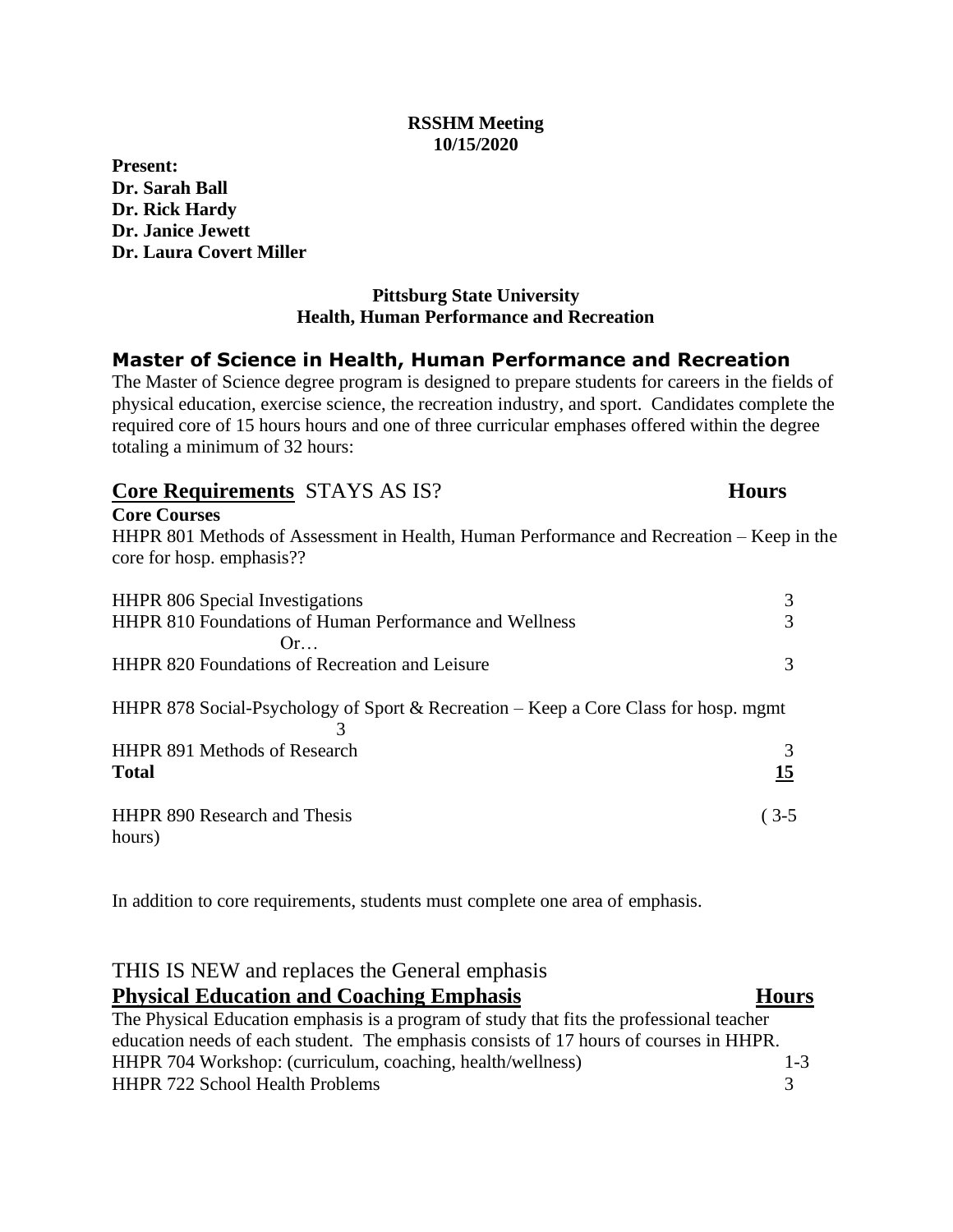**RSSHM Meeting**
**10/15/2020**

**Present:**
**Dr. Sarah Ball**
**Dr. Rick Hardy**
**Dr. Janice Jewett**
**Dr. Laura Covert Miller**

**Pittsburg State University**
**Health, Human Performance and Recreation**

## Master of Science in Health, Human Performance and Recreation

The Master of Science degree program is designed to prepare students for careers in the fields of physical education, exercise science, the recreation industry, and sport. Candidates complete the required core of 15 hours hours and one of three curricular emphases offered within the degree totaling a minimum of 32 hours:

### Core Requirements STAYS AS IS? **Hours**

**Core Courses**

HHPR 801 Methods of Assessment in Health, Human Performance and Recreation – Keep in the core for hosp. emphasis??

| | |
|---|---|
| HHPR 806 Special Investigations | 3 |
| HHPR 810 Foundations of Human Performance and Wellness | 3 |
| Or… | |
| HHPR 820 Foundations of Recreation and Leisure | 3 |
| HHPR 878 Social-Psychology of Sport & Recreation – Keep a Core Class for hosp. mgmt | 3 |
| HHPR 891 Methods of Research | 3 |
| **Total** | **15** |
| HHPR 890 Research and Thesis | (3-5 hours) |

In addition to core requirements, students must complete one area of emphasis.

THIS IS NEW and replaces the General emphasis

### Physical Education and Coaching Emphasis **Hours**

The Physical Education emphasis is a program of study that fits the professional teacher education needs of each student. The emphasis consists of 17 hours of courses in HHPR.

| | |
|---|---|
| HHPR 704 Workshop: (curriculum, coaching, health/wellness) | 1-3 |
| HHPR 722 School Health Problems | 3 |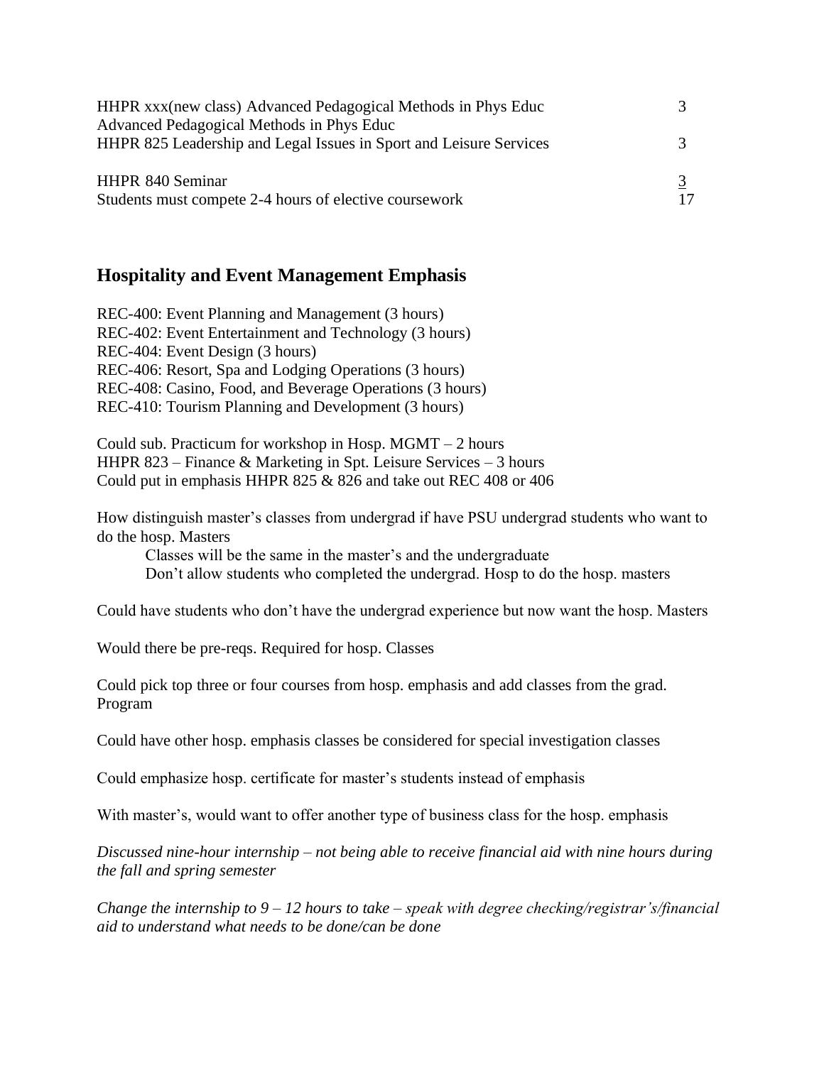| | |
|---|---|
| HHPR xxx(new class) Advanced Pedagogical Methods in Phys Educ<br>Advanced Pedagogical Methods in Phys Educ | 3 |
| HHPR 825 Leadership and Legal Issues in Sport and Leisure Services | 3 |
| HHPR 840 Seminar | 3 |
| Students must compete 2-4 hours of elective coursework | 17 |

## Hospitality and Event Management Emphasis

REC-400: Event Planning and Management (3 hours)
REC-402: Event Entertainment and Technology (3 hours)
REC-404: Event Design (3 hours)
REC-406: Resort, Spa and Lodging Operations (3 hours)
REC-408: Casino, Food, and Beverage Operations (3 hours)
REC-410: Tourism Planning and Development (3 hours)

Could sub. Practicum for workshop in Hosp. MGMT – 2 hours
HHPR 823 – Finance & Marketing in Spt. Leisure Services – 3 hours
Could put in emphasis HHPR 825 & 826 and take out REC 408 or 406

How distinguish master's classes from undergrad if have PSU undergrad students who want to do the hosp. Masters

> Classes will be the same in the master's and the undergraduate
> Don't allow students who completed the undergrad. Hosp to do the hosp. masters

Could have students who don't have the undergrad experience but now want the hosp. Masters

Would there be pre-reqs. Required for hosp. Classes

Could pick top three or four courses from hosp. emphasis and add classes from the grad. Program

Could have other hosp. emphasis classes be considered for special investigation classes

Could emphasize hosp. certificate for master's students instead of emphasis

With master's, would want to offer another type of business class for the hosp. emphasis

*Discussed nine-hour internship – not being able to receive financial aid with nine hours during the fall and spring semester*

*Change the internship to 9 – 12 hours to take – speak with degree checking/registrar's/financial aid to understand what needs to be done/can be done*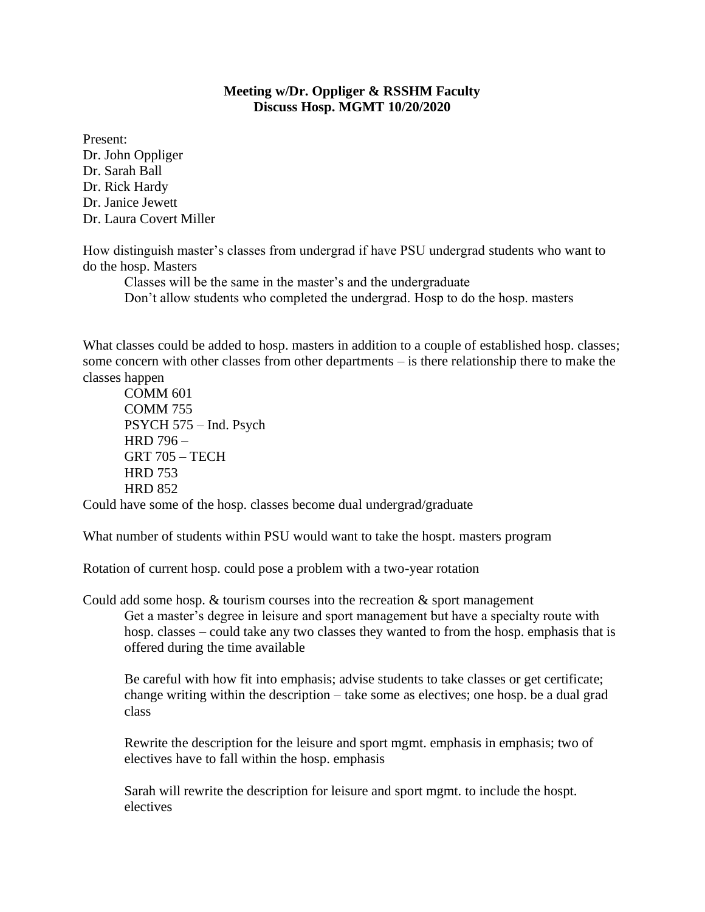**Meeting w/Dr. Oppliger & RSSHM Faculty**
**Discuss Hosp. MGMT 10/20/2020**

Present:
Dr. John Oppliger
Dr. Sarah Ball
Dr. Rick Hardy
Dr. Janice Jewett
Dr. Laura Covert Miller

How distinguish master's classes from undergrad if have PSU undergrad students who want to do the hosp. Masters

> Classes will be the same in the master's and the undergraduate
> Don't allow students who completed the undergrad. Hosp to do the hosp. masters

What classes could be added to hosp. masters in addition to a couple of established hosp. classes; some concern with other classes from other departments – is there relationship there to make the classes happen

> COMM 601
> COMM 755
> PSYCH 575 – Ind. Psych
> HRD 796 –
> GRT 705 – TECH
> HRD 753
> HRD 852

Could have some of the hosp. classes become dual undergrad/graduate

What number of students within PSU would want to take the hospt. masters program

Rotation of current hosp. could pose a problem with a two-year rotation

Could add some hosp. & tourism courses into the recreation & sport management

> Get a master's degree in leisure and sport management but have a specialty route with hosp. classes – could take any two classes they wanted to from the hosp. emphasis that is offered during the time available
>
> Be careful with how fit into emphasis; advise students to take classes or get certificate; change writing within the description – take some as electives; one hosp. be a dual grad class
>
> Rewrite the description for the leisure and sport mgmt. emphasis in emphasis; two of electives have to fall within the hosp. emphasis
>
> Sarah will rewrite the description for leisure and sport mgmt. to include the hospt. electives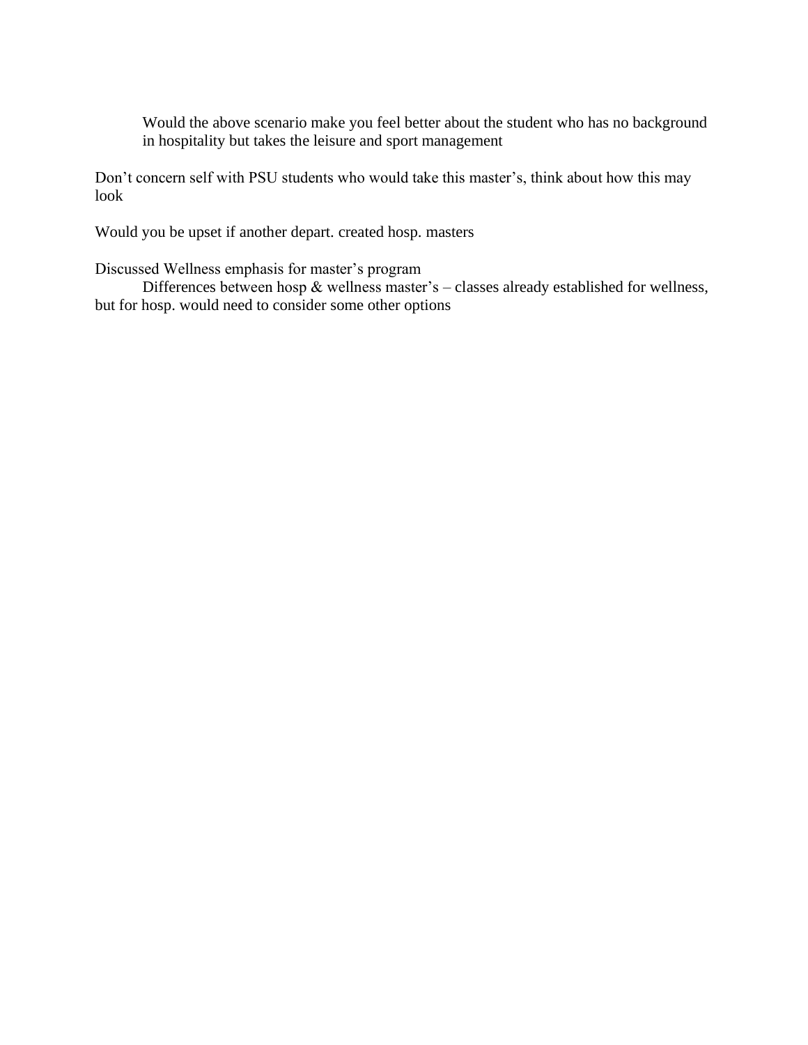Would the above scenario make you feel better about the student who has no background in hospitality but takes the leisure and sport management

Don't concern self with PSU students who would take this master's, think about how this may look

Would you be upset if another depart. created hosp. masters

Discussed Wellness emphasis for master's program

Differences between hosp & wellness master's – classes already established for wellness, but for hosp. would need to consider some other options